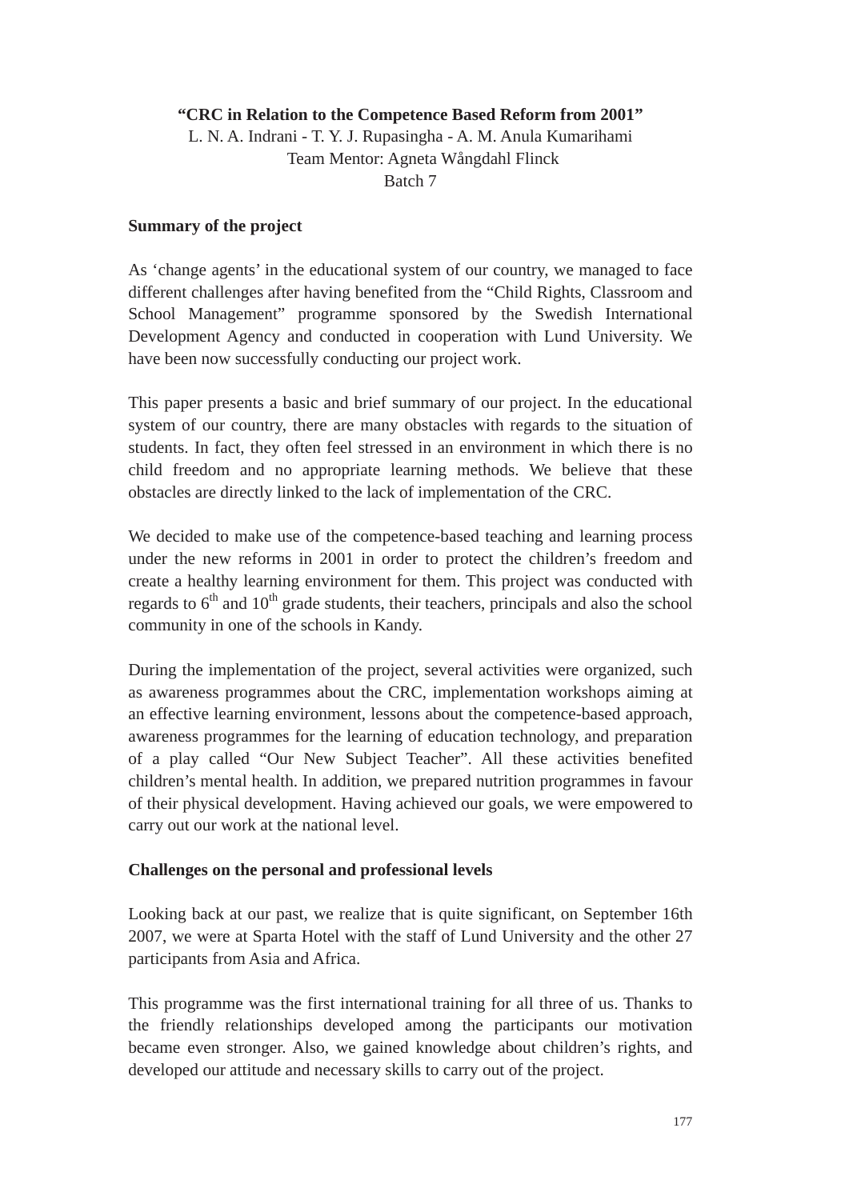**“CRC in Relation to the Competence Based Reform from 2001”**

L. N. A. Indrani - T. Y. J. Rupasingha - A. M. Anula Kumarihami
Team Mentor: Agneta Wångdahl Flinck
Batch 7

**Summary of the project**

As ‘change agents’ in the educational system of our country, we managed to face different challenges after having benefited from the “Child Rights, Classroom and School Management” programme sponsored by the Swedish International Development Agency and conducted in cooperation with Lund University. We have been now successfully conducting our project work.

This paper presents a basic and brief summary of our project. In the educational system of our country, there are many obstacles with regards to the situation of students. In fact, they often feel stressed in an environment in which there is no child freedom and no appropriate learning methods. We believe that these obstacles are directly linked to the lack of implementation of the CRC.

We decided to make use of the competence-based teaching and learning process under the new reforms in 2001 in order to protect the children’s freedom and create a healthy learning environment for them. This project was conducted with regards to 6th and 10th grade students, their teachers, principals and also the school community in one of the schools in Kandy.

During the implementation of the project, several activities were organized, such as awareness programmes about the CRC, implementation workshops aiming at an effective learning environment, lessons about the competence-based approach, awareness programmes for the learning of education technology, and preparation of a play called “Our New Subject Teacher”. All these activities benefited children’s mental health. In addition, we prepared nutrition programmes in favour of their physical development. Having achieved our goals, we were empowered to carry out our work at the national level.

**Challenges on the personal and professional levels**

Looking back at our past, we realize that is quite significant, on September 16th 2007, we were at Sparta Hotel with the staff of Lund University and the other 27 participants from Asia and Africa.

This programme was the first international training for all three of us. Thanks to the friendly relationships developed among the participants our motivation became even stronger. Also, we gained knowledge about children’s rights, and developed our attitude and necessary skills to carry out of the project.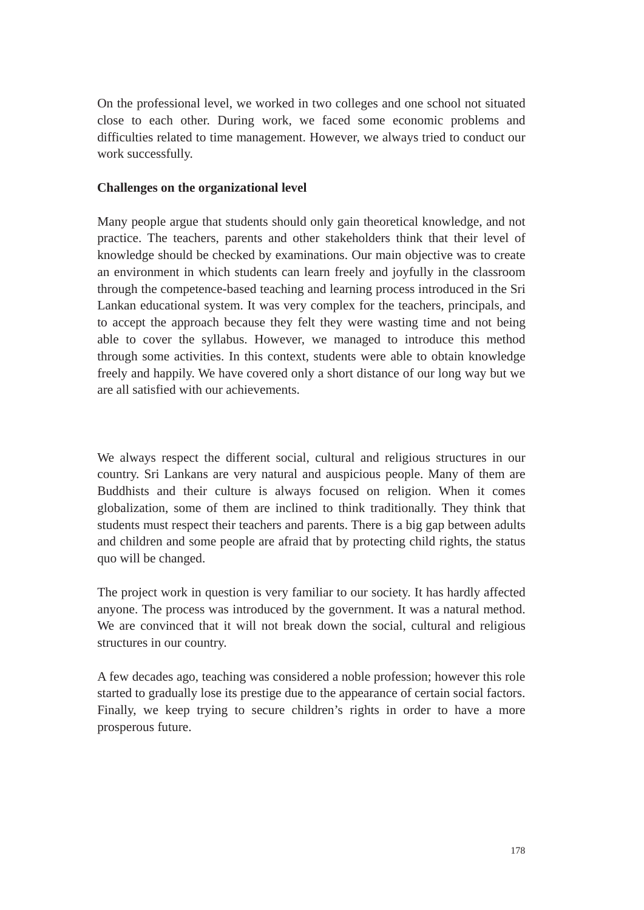On the professional level, we worked in two colleges and one school not situated close to each other. During work, we faced some economic problems and difficulties related to time management. However, we always tried to conduct our work successfully.

**Challenges on the organizational level**

Many people argue that students should only gain theoretical knowledge, and not practice. The teachers, parents and other stakeholders think that their level of knowledge should be checked by examinations. Our main objective was to create an environment in which students can learn freely and joyfully in the classroom through the competence-based teaching and learning process introduced in the Sri Lankan educational system. It was very complex for the teachers, principals, and to accept the approach because they felt they were wasting time and not being able to cover the syllabus. However, we managed to introduce this method through some activities. In this context, students were able to obtain knowledge freely and happily. We have covered only a short distance of our long way but we are all satisfied with our achievements.

We always respect the different social, cultural and religious structures in our country. Sri Lankans are very natural and auspicious people. Many of them are Buddhists and their culture is always focused on religion. When it comes globalization, some of them are inclined to think traditionally. They think that students must respect their teachers and parents. There is a big gap between adults and children and some people are afraid that by protecting child rights, the status quo will be changed.

The project work in question is very familiar to our society. It has hardly affected anyone. The process was introduced by the government. It was a natural method. We are convinced that it will not break down the social, cultural and religious structures in our country.

A few decades ago, teaching was considered a noble profession; however this role started to gradually lose its prestige due to the appearance of certain social factors. Finally, we keep trying to secure children's rights in order to have a more prosperous future.